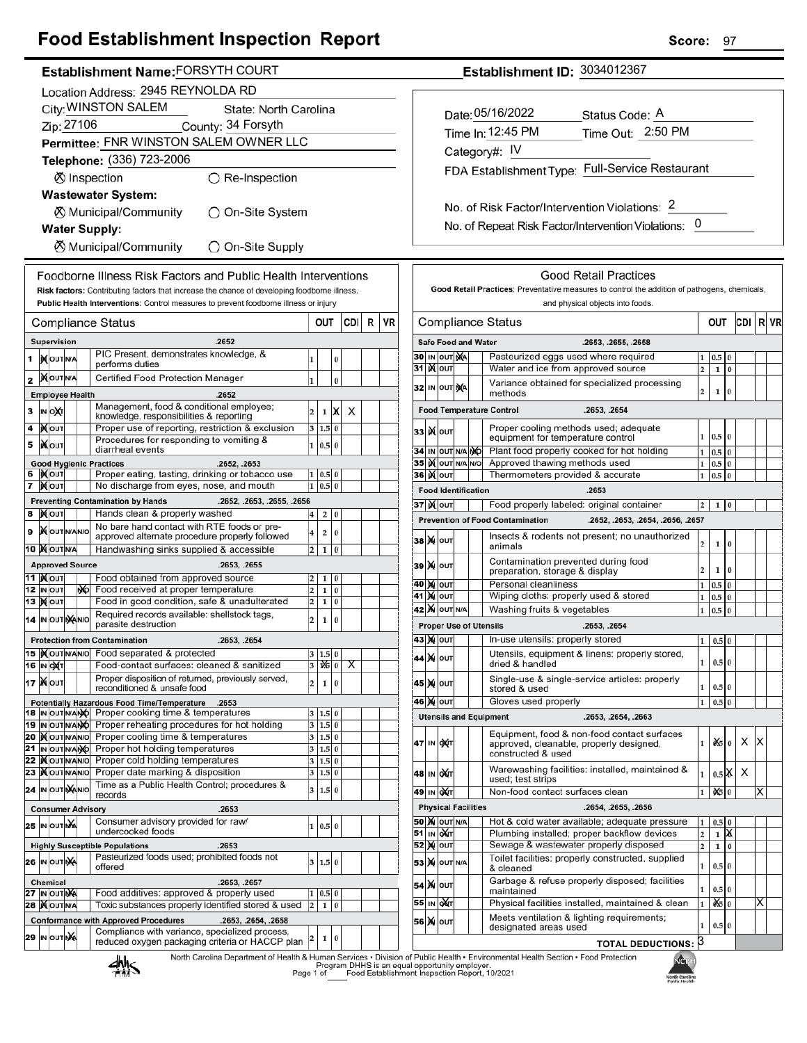# Food Establishment Inspection Report

**Score:** 97

**Establishment Name:** FORSYTH COURT

**Establishment ID:** 3034012367

Location Address: 2945 REYNOLDA RD

City: WINSTON SALEM State: North Carolina

Zip: 27106 County: 34 Forsyth

Permittee: FNR WINSTON SALEM OWNER LLC

Telephone: (336) 723-2006

⊗ Inspection ○ Re-Inspection

**Wastewater System:**

⊗ Municipal/Community ○ On-Site System

**Water Supply:**

⊗ Municipal/Community ○ On-Site Supply

Date: 05/16/2022 Status Code: A

Time In: 12:45 PM Time Out: 2:50 PM

Category#: IV

FDA Establishment Type: Full-Service Restaurant

No. of Risk Factor/Intervention Violations: 2

No. of Repeat Risk Factor/Intervention Violations: 0

## Foodborne Illness Risk Factors and Public Health Interventions

**Risk factors:** Contributing factors that increase the chance of developing foodborne illness.

**Public Health Interventions:** Control measures to prevent foodborne illness or injury

| # | Status | Compliance Status | OUT | | | CDI | R | VR |
|---|---|---|---|---|---|---|---|---|
| | | **Supervision** .2652 | | | | | | |
| 1 | IN | PIC Present, demonstrates knowledge, & performs duties | 1 | | 0 | | | |
| 2 | IN | Certified Food Protection Manager | 1 | | 0 | | | |
| | | **Employee Health** .2652 | | | | | | |
| 3 | OUT | Management, food & conditional employee; knowledge, responsibilities & reporting | 2 | 1 | X | X | | |
| 4 | IN | Proper use of reporting, restriction & exclusion | 3 | 1.5 | 0 | | | |
| 5 | IN | Procedures for responding to vomiting & diarrheal events | 1 | 0.5 | 0 | | | |
| | | **Good Hygienic Practices** .2652, .2653 | | | | | | |
| 6 | IN | Proper eating, tasting, drinking or tobacco use | 1 | 0.5 | 0 | | | |
| 7 | IN | No discharge from eyes, nose, and mouth | 1 | 0.5 | 0 | | | |
| | | **Preventing Contamination by Hands** .2652, .2653, .2655, .2656 | | | | | | |
| 8 | IN | Hands clean & properly washed | 4 | 2 | 0 | | | |
| 9 | IN | No bare hand contact with RTE foods or pre-approved alternate procedure properly followed | 4 | 2 | 0 | | | |
| 10 | IN | Handwashing sinks supplied & accessible | 2 | 1 | 0 | | | |
| | | **Approved Source** .2653, .2655 | | | | | | |
| 11 | IN | Food obtained from approved source | 2 | 1 | 0 | | | |
| 12 | N/O | Food received at proper temperature | 2 | 1 | 0 | | | |
| 13 | IN | Food in good condition, safe & unadulterated | 2 | 1 | 0 | | | |
| 14 | N/A | Required records available: shellstock tags, parasite destruction | 2 | 1 | 0 | | | |
| | | **Protection from Contamination** .2653, .2654 | | | | | | |
| 15 | IN | Food separated & protected | 3 | 1.5 | 0 | | | |
| 16 | OUT | Food-contact surfaces: cleaned & sanitized | 3 | 1.5 (X) | 0 | X | | |
| 17 | IN | Proper disposition of returned, previously served, reconditioned & unsafe food | 2 | 1 | 0 | | | |
| | | **Potentially Hazardous Food Time/Temperature** .2653 | | | | | | |
| 18 | N/O | Proper cooking time & temperatures | 3 | 1.5 | 0 | | | |
| 19 | N/O | Proper reheating procedures for hot holding | 3 | 1.5 | 0 | | | |
| 20 | IN | Proper cooling time & temperatures | 3 | 1.5 | 0 | | | |
| 21 | N/O | Proper hot holding temperatures | 3 | 1.5 | 0 | | | |
| 22 | IN | Proper cold holding temperatures | 3 | 1.5 | 0 | | | |
| 23 | IN | Proper date marking & disposition | 3 | 1.5 | 0 | | | |
| 24 | N/A | Time as a Public Health Control; procedures & records | 3 | 1.5 | 0 | | | |
| | | **Consumer Advisory** .2653 | | | | | | |
| 25 | N/A | Consumer advisory provided for raw/undercooked foods | 1 | 0.5 | 0 | | | |
| | | **Highly Susceptible Populations** .2653 | | | | | | |
| 26 | N/A | Pasteurized foods used; prohibited foods not offered | 3 | 1.5 | 0 | | | |
| | | **Chemical** .2653, .2657 | | | | | | |
| 27 | N/A | Food additives: approved & properly used | 1 | 0.5 | 0 | | | |
| 28 | IN | Toxic substances properly identified stored & used | 2 | 1 | 0 | | | |
| | | **Conformance with Approved Procedures** .2653, .2654, .2658 | | | | | | |
| 29 | N/A | Compliance with variance, specialized process, reduced oxygen packaging criteria or HACCP plan | 2 | 1 | 0 | | | |

## Good Retail Practices

**Good Retail Practices:** Preventative measures to control the addition of pathogens, chemicals, and physical objects into foods.

| # | Status | Compliance Status | OUT | | | CDI | R | VR |
|---|---|---|---|---|---|---|---|---|
| | | **Safe Food and Water** .2653, .2655, .2658 | | | | | | |
| 30 | N/A | Pasteurized eggs used where required | 1 | 0.5 | 0 | | | |
| 31 | IN | Water and ice from approved source | 2 | 1 | 0 | | | |
| 32 | N/A | Variance obtained for specialized processing methods | 2 | 1 | 0 | | | |
| | | **Food Temperature Control** .2653, .2654 | | | | | | |
| 33 | IN | Proper cooling methods used; adequate equipment for temperature control | 1 | 0.5 | 0 | | | |
| 34 | N/O | Plant food properly cooked for hot holding | 1 | 0.5 | 0 | | | |
| 35 | IN | Approved thawing methods used | 1 | 0.5 | 0 | | | |
| 36 | IN | Thermometers provided & accurate | 1 | 0.5 | 0 | | | |
| | | **Food Identification** .2653 | | | | | | |
| 37 | IN | Food properly labeled: original container | 2 | 1 | 0 | | | |
| | | **Prevention of Food Contamination** .2652, .2653, .2654, .2656, .2657 | | | | | | |
| 38 | IN | Insects & rodents not present; no unauthorized animals | 2 | 1 | 0 | | | |
| 39 | IN | Contamination prevented during food preparation, storage & display | 2 | 1 | 0 | | | |
| 40 | IN | Personal cleanliness | 1 | 0.5 | 0 | | | |
| 41 | IN | Wiping cloths: properly used & stored | 1 | 0.5 | 0 | | | |
| 42 | IN | Washing fruits & vegetables | 1 | 0.5 | 0 | | | |
| | | **Proper Use of Utensils** .2653, .2654 | | | | | | |
| 43 | IN | In-use utensils: properly stored | 1 | 0.5 | 0 | | | |
| 44 | IN | Utensils, equipment & linens: properly stored, dried & handled | 1 | 0.5 | 0 | | | |
| 45 | IN | Single-use & single-service articles: properly stored & used | 1 | 0.5 | 0 | | | |
| 46 | IN | Gloves used properly | 1 | 0.5 | 0 | | | |
| | | **Utensils and Equipment** .2653, .2654, .2663 | | | | | | |
| 47 | OUT | Equipment, food & non-food contact surfaces approved, cleanable, properly designed, constructed & used | 1 | 0.5 (X) | 0 | X | X | |
| 48 | OUT | Warewashing facilities: installed, maintained & used; test strips | 1 | 0.5 | X | X | | |
| 49 | OUT | Non-food contact surfaces clean | 1 | 0.5 (X) | 0 | | X | |
| | | **Physical Facilities** .2654, .2655, .2656 | | | | | | |
| 50 | IN | Hot & cold water available; adequate pressure | 1 | 0.5 | 0 | | | |
| 51 | OUT | Plumbing installed; proper backflow devices | 2 | 1 | X | | | |
| 52 | IN | Sewage & wastewater properly disposed | 2 | 1 | 0 | | | |
| 53 | IN | Toilet facilities: properly constructed, supplied & cleaned | 1 | 0.5 | 0 | | | |
| 54 | IN | Garbage & refuse properly disposed; facilities maintained | 1 | 0.5 | 0 | | | |
| 55 | OUT | Physical facilities installed, maintained & clean | 1 | 0.5 (X) | 0 | | X | |
| 56 | IN | Meets ventilation & lighting requirements; designated areas used | 1 | 0.5 | 0 | | | |

**TOTAL DEDUCTIONS:** 3

North Carolina Department of Health & Human Services • Division of Public Health • Environmental Health Section • Food Protection Program DHHS is an equal opportunity employer. Food Establishment Inspection Report, 10/2021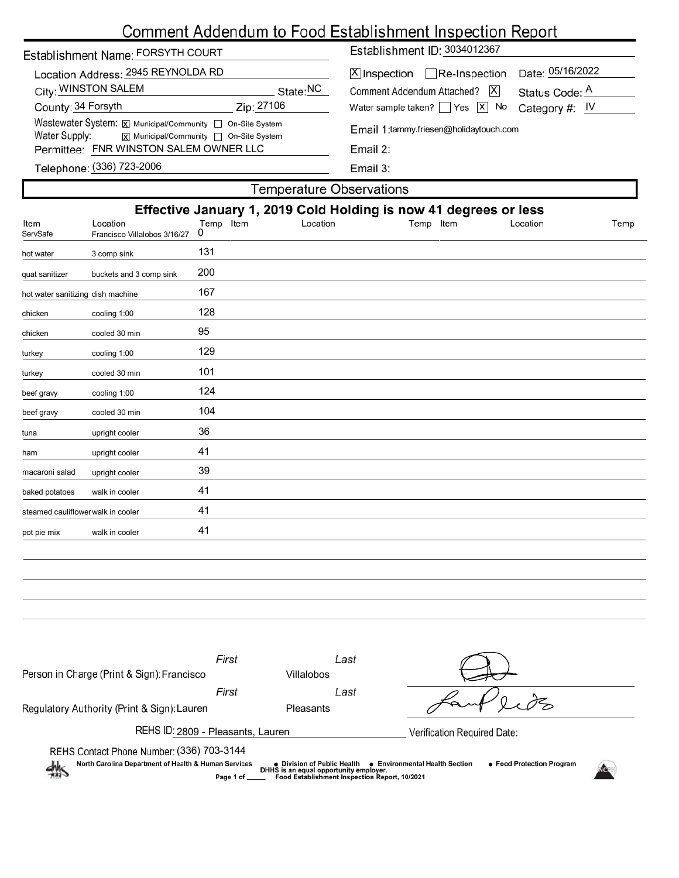# Comment Addendum to Food Establishment Inspection Report

Establishment Name: FORSYTH COURT

Location Address: 2945 REYNOLDA RD

City: WINSTON SALEM State: NC

County: 34 Forsyth Zip: 27106

Wastewater System: [X] Municipal/Community [ ] On-Site System

Water Supply: [X] Municipal/Community [ ] On-Site System

Permittee: FNR WINSTON SALEM OWNER LLC

Telephone: (336) 723-2006

Establishment ID: 3034012367

[X] Inspection [ ] Re-Inspection Date: 05/16/2022

Comment Addendum Attached? [X] Status Code: A

Water sample taken? [ ] Yes [X] No Category #: IV

Email 1: tammy.friesen@holidaytouch.com

Email 2:

Email 3:

## Temperature Observations

**Effective January 1, 2019 Cold Holding is now 41 degrees or less**

| Item | Location | Temp | Item | Location | Temp | Item | Location | Temp |
|---|---|---|---|---|---|---|---|---|
| ServSafe | Francisco Villalobos 3/16/27 | 0 | | | | | | |
| hot water | 3 comp sink | 131 | | | | | | |
| quat sanitizer | buckets and 3 comp sink | 200 | | | | | | |
| hot water sanitizing | dish machine | 167 | | | | | | |
| chicken | cooling 1:00 | 128 | | | | | | |
| chicken | cooled 30 min | 95 | | | | | | |
| turkey | cooling 1:00 | 129 | | | | | | |
| turkey | cooled 30 min | 101 | | | | | | |
| beef gravy | cooling 1:00 | 124 | | | | | | |
| beef gravy | cooled 30 min | 104 | | | | | | |
| tuna | upright cooler | 36 | | | | | | |
| ham | upright cooler | 41 | | | | | | |
| macaroni salad | upright cooler | 39 | | | | | | |
| baked potatoes | walk in cooler | 41 | | | | | | |
| steamed cauliflower | walk in cooler | 41 | | | | | | |
| pot pie mix | walk in cooler | 41 | | | | | | |

Person in Charge (Print & Sign): First Francisco Last Villalobos

Regulatory Authority (Print & Sign): First Lauren Last Pleasants

REHS ID: 2809 - Pleasants, Lauren

Verification Required Date:

REHS Contact Phone Number: (336) 703-3144

North Carolina Department of Health & Human Services • Division of Public Health • Environmental Health Section • Food Protection Program

DHHS is an equal opportunity employer.

Food Establishment Inspection Report, 10/2021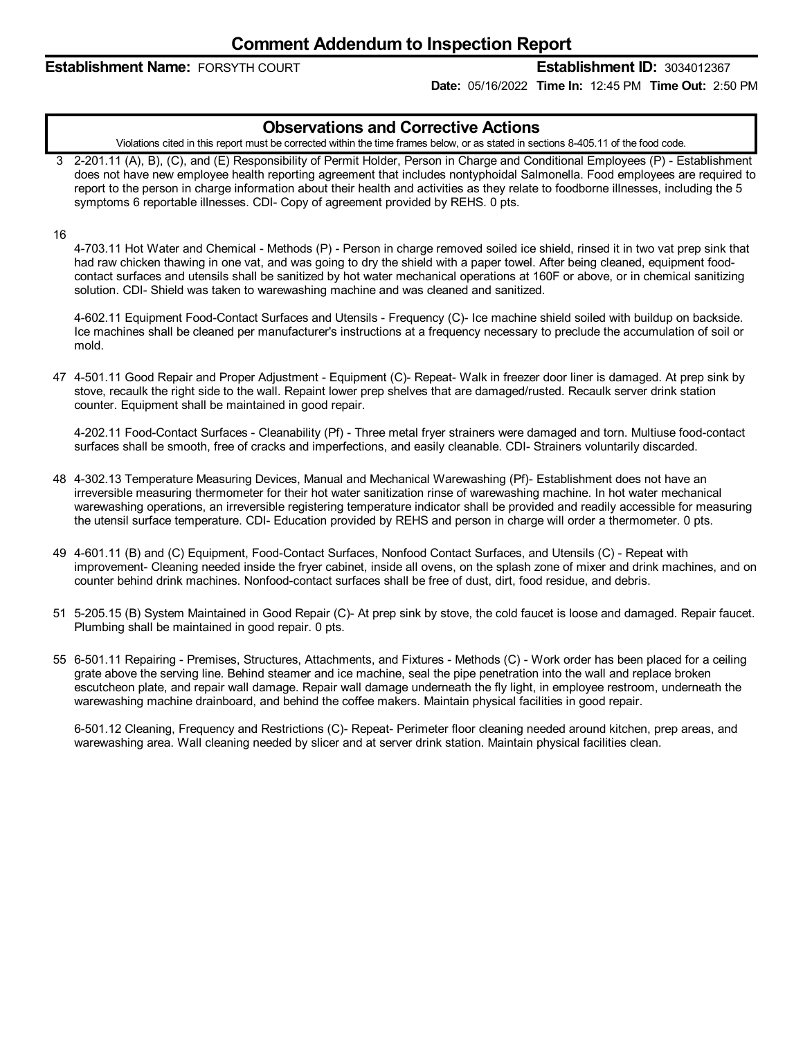# Comment Addendum to Inspection Report

**Establishment Name:** FORSYTH COURT **Establishment ID:** 3034012367

**Date:** 05/16/2022 **Time In:** 12:45 PM **Time Out:** 2:50 PM

## Observations and Corrective Actions

Violations cited in this report must be corrected within the time frames below, or as stated in sections 8-405.11 of the food code.

3 2-201.11 (A), B), (C), and (E) Responsibility of Permit Holder, Person in Charge and Conditional Employees (P) - Establishment does not have new employee health reporting agreement that includes nontyphoidal Salmonella. Food employees are required to report to the person in charge information about their health and activities as they relate to foodborne illnesses, including the 5 symptoms 6 reportable illnesses. CDI- Copy of agreement provided by REHS. 0 pts.

16

4-703.11 Hot Water and Chemical - Methods (P) - Person in charge removed soiled ice shield, rinsed it in two vat prep sink that had raw chicken thawing in one vat, and was going to dry the shield with a paper towel. After being cleaned, equipment food-contact surfaces and utensils shall be sanitized by hot water mechanical operations at 160F or above, or in chemical sanitizing solution. CDI- Shield was taken to warewashing machine and was cleaned and sanitized.

4-602.11 Equipment Food-Contact Surfaces and Utensils - Frequency (C)- Ice machine shield soiled with buildup on backside. Ice machines shall be cleaned per manufacturer's instructions at a frequency necessary to preclude the accumulation of soil or mold.

47 4-501.11 Good Repair and Proper Adjustment - Equipment (C)- Repeat- Walk in freezer door liner is damaged. At prep sink by stove, recaulk the right side to the wall. Repaint lower prep shelves that are damaged/rusted. Recaulk server drink station counter. Equipment shall be maintained in good repair.

4-202.11 Food-Contact Surfaces - Cleanability (Pf) - Three metal fryer strainers were damaged and torn. Multiuse food-contact surfaces shall be smooth, free of cracks and imperfections, and easily cleanable. CDI- Strainers voluntarily discarded.

48 4-302.13 Temperature Measuring Devices, Manual and Mechanical Warewashing (Pf)- Establishment does not have an irreversible measuring thermometer for their hot water sanitization rinse of warewashing machine. In hot water mechanical warewashing operations, an irreversible registering temperature indicator shall be provided and readily accessible for measuring the utensil surface temperature. CDI- Education provided by REHS and person in charge will order a thermometer. 0 pts.

49 4-601.11 (B) and (C) Equipment, Food-Contact Surfaces, Nonfood Contact Surfaces, and Utensils (C) - Repeat with improvement- Cleaning needed inside the fryer cabinet, inside all ovens, on the splash zone of mixer and drink machines, and on counter behind drink machines. Nonfood-contact surfaces shall be free of dust, dirt, food residue, and debris.

51 5-205.15 (B) System Maintained in Good Repair (C)- At prep sink by stove, the cold faucet is loose and damaged. Repair faucet. Plumbing shall be maintained in good repair. 0 pts.

55 6-501.11 Repairing - Premises, Structures, Attachments, and Fixtures - Methods (C) - Work order has been placed for a ceiling grate above the serving line. Behind steamer and ice machine, seal the pipe penetration into the wall and replace broken escutcheon plate, and repair wall damage. Repair wall damage underneath the fly light, in employee restroom, underneath the warewashing machine drainboard, and behind the coffee makers. Maintain physical facilities in good repair.

6-501.12 Cleaning, Frequency and Restrictions (C)- Repeat- Perimeter floor cleaning needed around kitchen, prep areas, and warewashing area. Wall cleaning needed by slicer and at server drink station. Maintain physical facilities clean.